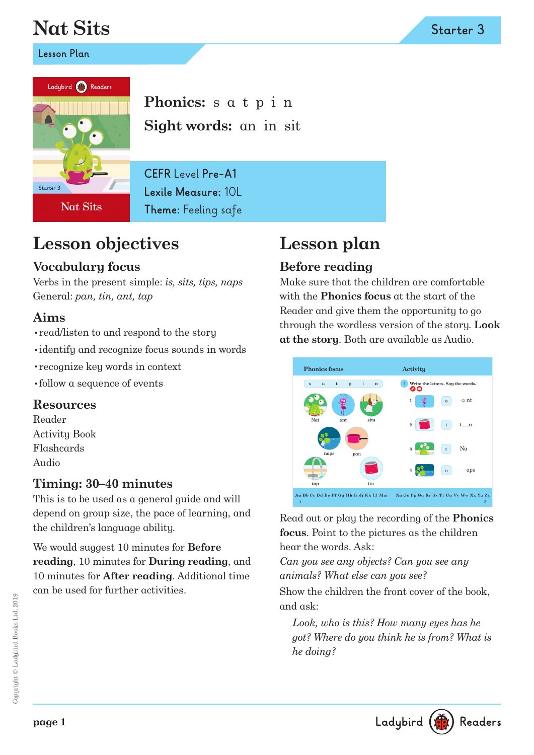# Nat Sits

Starter 3

Lesson Plan

**Phonics:** s a t p i n

**Sight words:** an in sit

CEFR Level **Pre-A1**

**Lexile Measure:** 10L

**Theme:** Feeling safe

## Lesson objectives

### Vocabulary focus

Verbs in the present simple: *is, sits, tips, naps*

General: *pan, tin, ant, tap*

### Aims

- read/listen to and respond to the story
- identify and recognize focus sounds in words
- recognize key words in context
- follow a sequence of events

### Resources

Reader

Activity Book

Flashcards

Audio

### Timing: 30–40 minutes

This is to be used as a general guide and will depend on group size, the pace of learning, and the children's language ability.

We would suggest 10 minutes for **Before reading**, 10 minutes for **During reading**, and 10 minutes for **After reading**. Additional time can be used for further activities.

## Lesson plan

### Before reading

Make sure that the children are comfortable with the **Phonics focus** at the start of the Reader and give them the opportunity to go through the wordless version of the story. **Look at the story**. Both are available as Audio.

Read out or play the recording of the **Phonics focus**. Point to the pictures as the children hear the words. Ask:

*Can you see any objects? Can you see any animals? What else can you see?*

Show the children the front cover of the book, and ask:

*Look, who is this? How many eyes has he got? Where do you think he is from? What is he doing?*

Copyright © Ladybird Books Ltd, 2019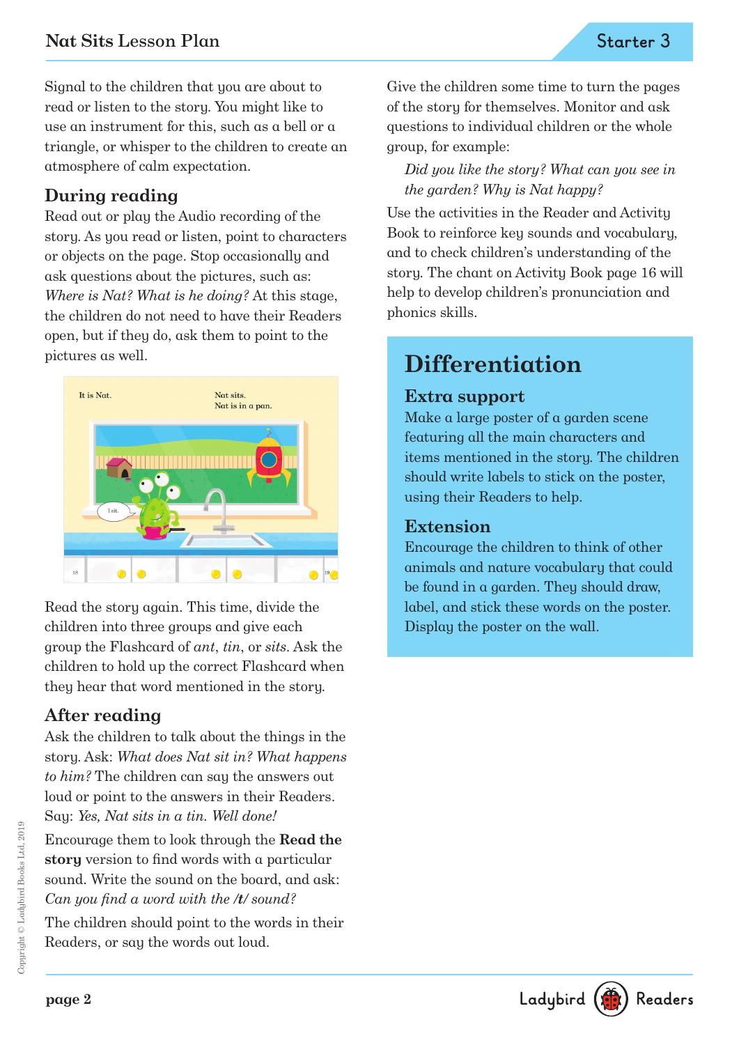Signal to the children that you are about to read or listen to the story. You might like to use an instrument for this, such as a bell or a triangle, or whisper to the children to create an atmosphere of calm expectation.

## During reading

Read out or play the Audio recording of the story. As you read or listen, point to characters or objects on the page. Stop occasionally and ask questions about the pictures, such as: *Where is Nat? What is he doing?* At this stage, the children do not need to have their Readers open, but if they do, ask them to point to the pictures as well.

Read the story again. This time, divide the children into three groups and give each group the Flashcard of *ant*, *tin*, or *sits*. Ask the children to hold up the correct Flashcard when they hear that word mentioned in the story.

## After reading

Ask the children to talk about the things in the story. Ask: *What does Nat sit in? What happens to him?* The children can say the answers out loud or point to the answers in their Readers. Say: *Yes, Nat sits in a tin. Well done!*

Encourage them to look through the **Read the story** version to find words with a particular sound. Write the sound on the board, and ask: *Can you find a word with the /**t**/ sound?*

The children should point to the words in their Readers, or say the words out loud.

Give the children some time to turn the pages of the story for themselves. Monitor and ask questions to individual children or the whole group, for example:

*Did you like the story? What can you see in the garden? Why is Nat happy?*

Use the activities in the Reader and Activity Book to reinforce key sounds and vocabulary, and to check children's understanding of the story. The chant on Activity Book page 16 will help to develop children's pronunciation and phonics skills.

# Differentiation

## Extra support

Make a large poster of a garden scene featuring all the main characters and items mentioned in the story. The children should write labels to stick on the poster, using their Readers to help.

## Extension

Encourage the children to think of other animals and nature vocabulary that could be found in a garden. They should draw, label, and stick these words on the poster. Display the poster on the wall.